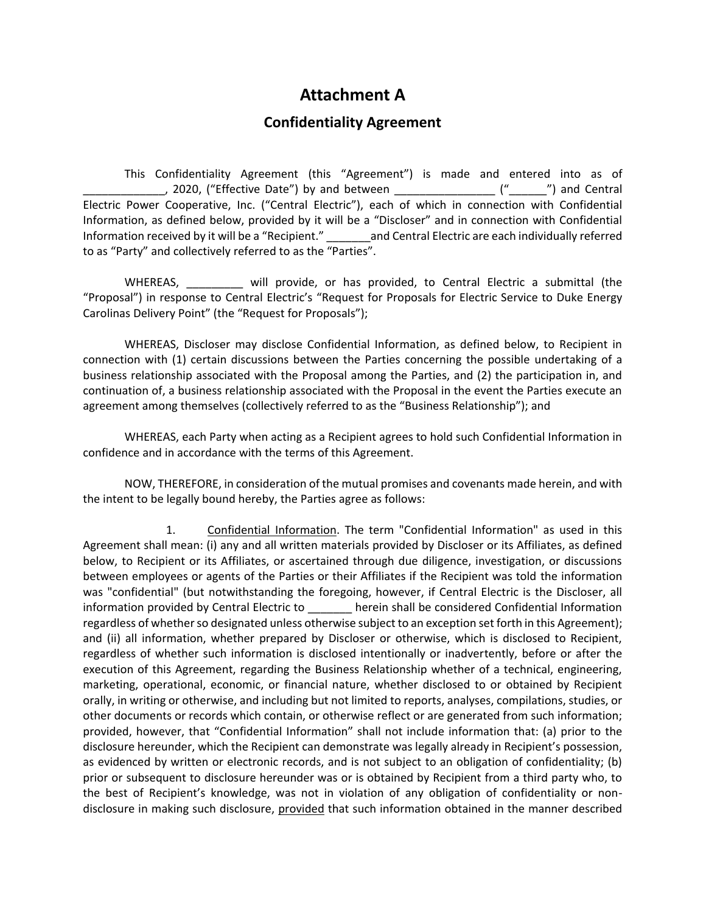# Attachment A

## Confidentiality Agreement

This Confidentiality Agreement (this "Agreement") is made and entered into as of _____________, 2020, ("Effective Date") by and between ________________ ("______") and Central Electric Power Cooperative, Inc. ("Central Electric"), each of which in connection with Confidential Information, as defined below, provided by it will be a "Discloser" and in connection with Confidential Information received by it will be a "Recipient." _______and Central Electric are each individually referred to as "Party" and collectively referred to as the "Parties".

WHEREAS, _________ will provide, or has provided, to Central Electric a submittal (the "Proposal") in response to Central Electric's "Request for Proposals for Electric Service to Duke Energy Carolinas Delivery Point" (the "Request for Proposals");

WHEREAS, Discloser may disclose Confidential Information, as defined below, to Recipient in connection with (1) certain discussions between the Parties concerning the possible undertaking of a business relationship associated with the Proposal among the Parties, and (2) the participation in, and continuation of, a business relationship associated with the Proposal in the event the Parties execute an agreement among themselves (collectively referred to as the "Business Relationship"); and

WHEREAS, each Party when acting as a Recipient agrees to hold such Confidential Information in confidence and in accordance with the terms of this Agreement.

NOW, THEREFORE, in consideration of the mutual promises and covenants made herein, and with the intent to be legally bound hereby, the Parties agree as follows:

1. Confidential Information. The term "Confidential Information" as used in this Agreement shall mean: (i) any and all written materials provided by Discloser or its Affiliates, as defined below, to Recipient or its Affiliates, or ascertained through due diligence, investigation, or discussions between employees or agents of the Parties or their Affiliates if the Recipient was told the information was "confidential" (but notwithstanding the foregoing, however, if Central Electric is the Discloser, all information provided by Central Electric to _______ herein shall be considered Confidential Information regardless of whether so designated unless otherwise subject to an exception set forth in this Agreement); and (ii) all information, whether prepared by Discloser or otherwise, which is disclosed to Recipient, regardless of whether such information is disclosed intentionally or inadvertently, before or after the execution of this Agreement, regarding the Business Relationship whether of a technical, engineering, marketing, operational, economic, or financial nature, whether disclosed to or obtained by Recipient orally, in writing or otherwise, and including but not limited to reports, analyses, compilations, studies, or other documents or records which contain, or otherwise reflect or are generated from such information; provided, however, that "Confidential Information" shall not include information that: (a) prior to the disclosure hereunder, which the Recipient can demonstrate was legally already in Recipient's possession, as evidenced by written or electronic records, and is not subject to an obligation of confidentiality; (b) prior or subsequent to disclosure hereunder was or is obtained by Recipient from a third party who, to the best of Recipient's knowledge, was not in violation of any obligation of confidentiality or non-disclosure in making such disclosure, provided that such information obtained in the manner described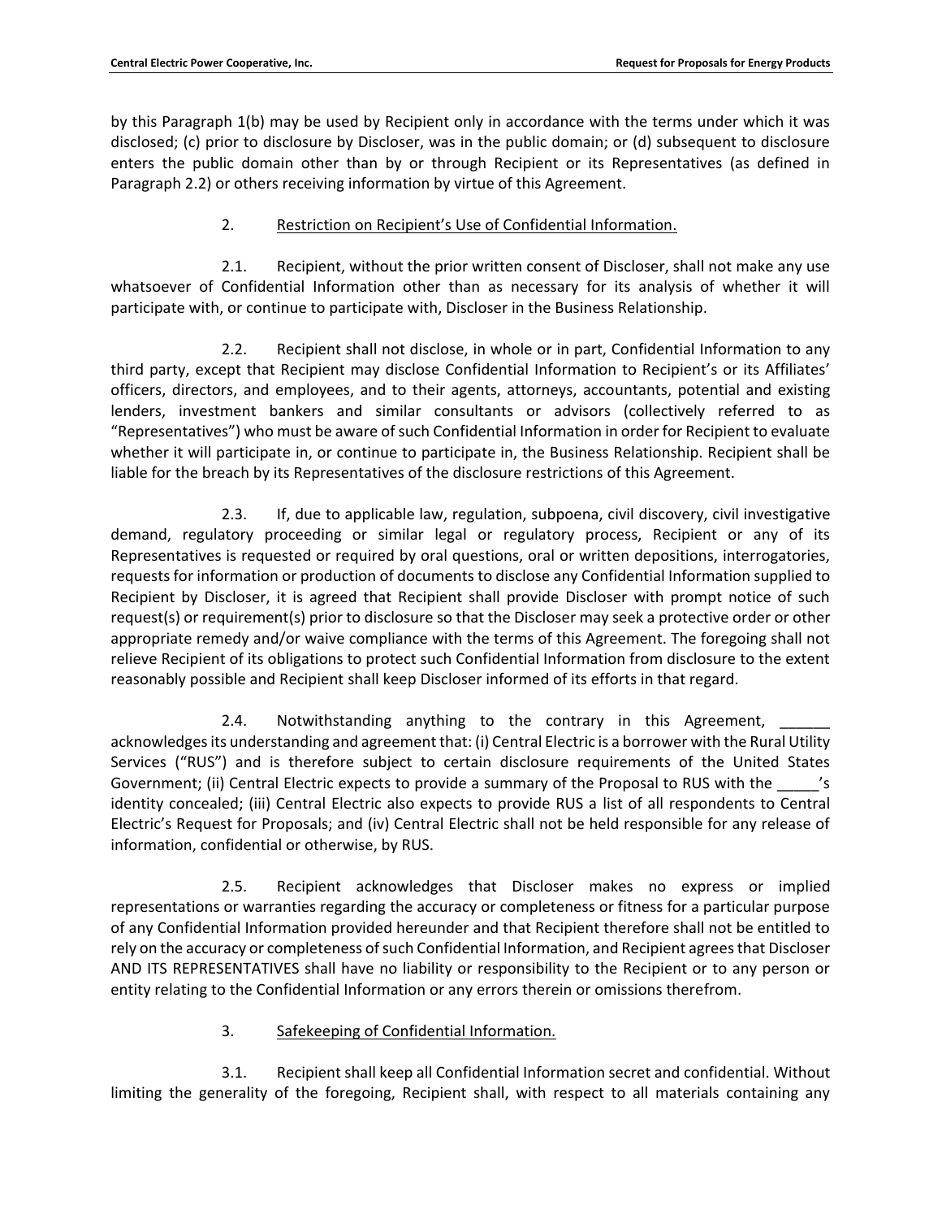by this Paragraph 1(b) may be used by Recipient only in accordance with the terms under which it was disclosed; (c) prior to disclosure by Discloser, was in the public domain; or (d) subsequent to disclosure enters the public domain other than by or through Recipient or its Representatives (as defined in Paragraph 2.2) or others receiving information by virtue of this Agreement.

2. Restriction on Recipient's Use of Confidential Information.

2.1. Recipient, without the prior written consent of Discloser, shall not make any use whatsoever of Confidential Information other than as necessary for its analysis of whether it will participate with, or continue to participate with, Discloser in the Business Relationship.

2.2. Recipient shall not disclose, in whole or in part, Confidential Information to any third party, except that Recipient may disclose Confidential Information to Recipient's or its Affiliates' officers, directors, and employees, and to their agents, attorneys, accountants, potential and existing lenders, investment bankers and similar consultants or advisors (collectively referred to as "Representatives") who must be aware of such Confidential Information in order for Recipient to evaluate whether it will participate in, or continue to participate in, the Business Relationship. Recipient shall be liable for the breach by its Representatives of the disclosure restrictions of this Agreement.

2.3. If, due to applicable law, regulation, subpoena, civil discovery, civil investigative demand, regulatory proceeding or similar legal or regulatory process, Recipient or any of its Representatives is requested or required by oral questions, oral or written depositions, interrogatories, requests for information or production of documents to disclose any Confidential Information supplied to Recipient by Discloser, it is agreed that Recipient shall provide Discloser with prompt notice of such request(s) or requirement(s) prior to disclosure so that the Discloser may seek a protective order or other appropriate remedy and/or waive compliance with the terms of this Agreement. The foregoing shall not relieve Recipient of its obligations to protect such Confidential Information from disclosure to the extent reasonably possible and Recipient shall keep Discloser informed of its efforts in that regard.

2.4. Notwithstanding anything to the contrary in this Agreement, ______ acknowledges its understanding and agreement that: (i) Central Electric is a borrower with the Rural Utility Services ("RUS") and is therefore subject to certain disclosure requirements of the United States Government; (ii) Central Electric expects to provide a summary of the Proposal to RUS with the _____'s identity concealed; (iii) Central Electric also expects to provide RUS a list of all respondents to Central Electric's Request for Proposals; and (iv) Central Electric shall not be held responsible for any release of information, confidential or otherwise, by RUS.

2.5. Recipient acknowledges that Discloser makes no express or implied representations or warranties regarding the accuracy or completeness or fitness for a particular purpose of any Confidential Information provided hereunder and that Recipient therefore shall not be entitled to rely on the accuracy or completeness of such Confidential Information, and Recipient agrees that Discloser AND ITS REPRESENTATIVES shall have no liability or responsibility to the Recipient or to any person or entity relating to the Confidential Information or any errors therein or omissions therefrom.

3. Safekeeping of Confidential Information.

3.1. Recipient shall keep all Confidential Information secret and confidential. Without limiting the generality of the foregoing, Recipient shall, with respect to all materials containing any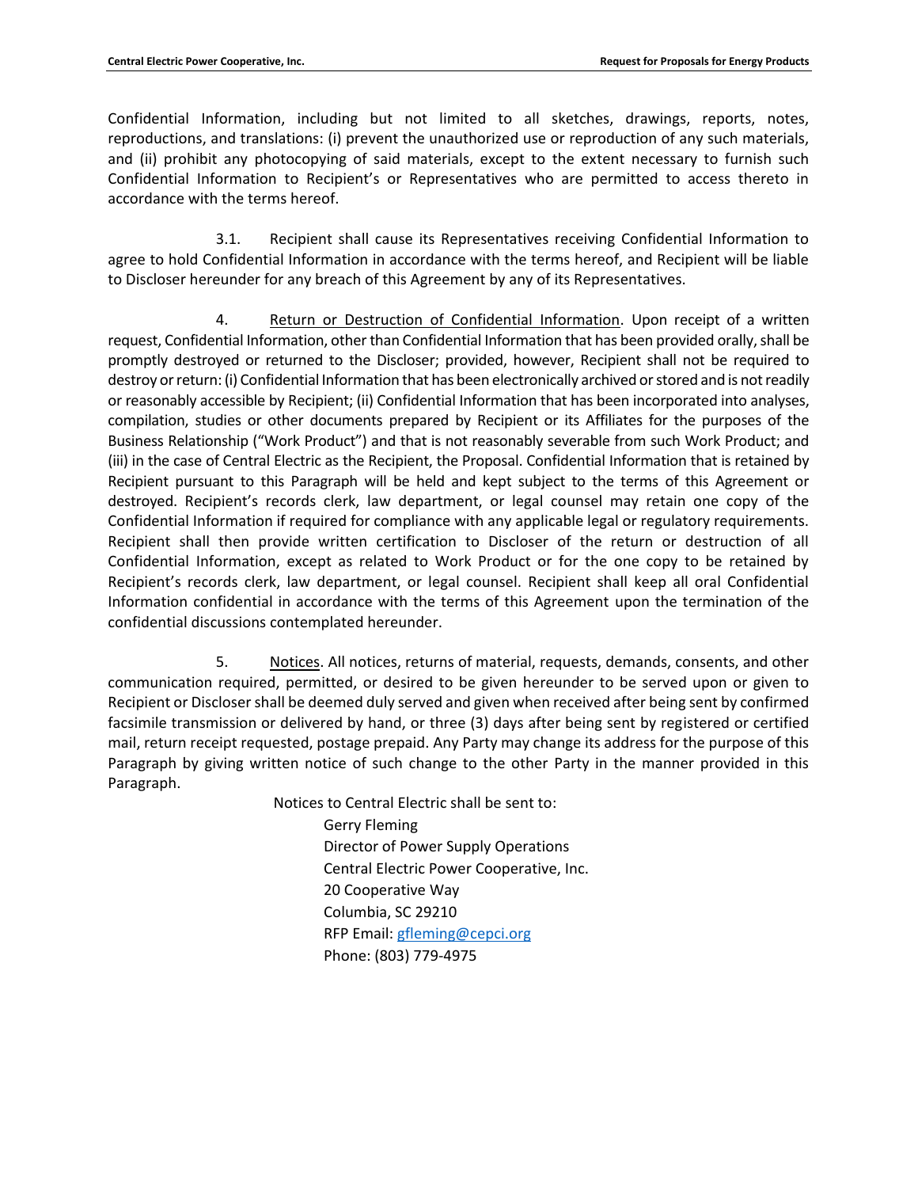Confidential Information, including but not limited to all sketches, drawings, reports, notes, reproductions, and translations: (i) prevent the unauthorized use or reproduction of any such materials, and (ii) prohibit any photocopying of said materials, except to the extent necessary to furnish such Confidential Information to Recipient's or Representatives who are permitted to access thereto in accordance with the terms hereof.

3.1. Recipient shall cause its Representatives receiving Confidential Information to agree to hold Confidential Information in accordance with the terms hereof, and Recipient will be liable to Discloser hereunder for any breach of this Agreement by any of its Representatives.

4. Return or Destruction of Confidential Information. Upon receipt of a written request, Confidential Information, other than Confidential Information that has been provided orally, shall be promptly destroyed or returned to the Discloser; provided, however, Recipient shall not be required to destroy or return: (i) Confidential Information that has been electronically archived or stored and is not readily or reasonably accessible by Recipient; (ii) Confidential Information that has been incorporated into analyses, compilation, studies or other documents prepared by Recipient or its Affiliates for the purposes of the Business Relationship ("Work Product") and that is not reasonably severable from such Work Product; and (iii) in the case of Central Electric as the Recipient, the Proposal. Confidential Information that is retained by Recipient pursuant to this Paragraph will be held and kept subject to the terms of this Agreement or destroyed. Recipient's records clerk, law department, or legal counsel may retain one copy of the Confidential Information if required for compliance with any applicable legal or regulatory requirements. Recipient shall then provide written certification to Discloser of the return or destruction of all Confidential Information, except as related to Work Product or for the one copy to be retained by Recipient's records clerk, law department, or legal counsel. Recipient shall keep all oral Confidential Information confidential in accordance with the terms of this Agreement upon the termination of the confidential discussions contemplated hereunder.

5. Notices. All notices, returns of material, requests, demands, consents, and other communication required, permitted, or desired to be given hereunder to be served upon or given to Recipient or Discloser shall be deemed duly served and given when received after being sent by confirmed facsimile transmission or delivered by hand, or three (3) days after being sent by registered or certified mail, return receipt requested, postage prepaid. Any Party may change its address for the purpose of this Paragraph by giving written notice of such change to the other Party in the manner provided in this Paragraph.

Notices to Central Electric shall be sent to:

Gerry Fleming
Director of Power Supply Operations
Central Electric Power Cooperative, Inc.
20 Cooperative Way
Columbia, SC 29210
RFP Email: gfleming@cepci.org
Phone: (803) 779-4975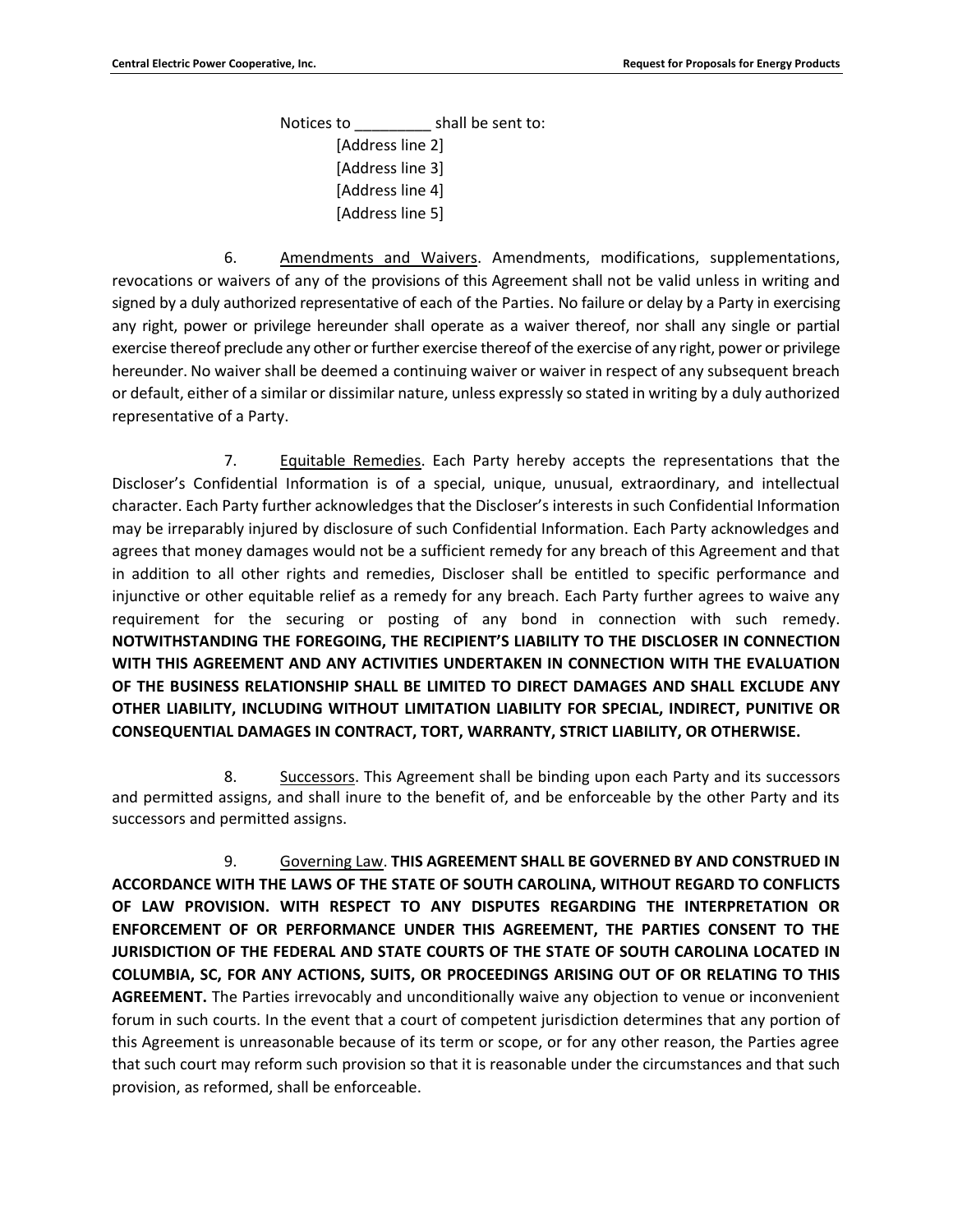Notices to _________ shall be sent to:

[Address line 2]
[Address line 3]
[Address line 4]
[Address line 5]

6. Amendments and Waivers. Amendments, modifications, supplementations, revocations or waivers of any of the provisions of this Agreement shall not be valid unless in writing and signed by a duly authorized representative of each of the Parties. No failure or delay by a Party in exercising any right, power or privilege hereunder shall operate as a waiver thereof, nor shall any single or partial exercise thereof preclude any other or further exercise thereof of the exercise of any right, power or privilege hereunder. No waiver shall be deemed a continuing waiver or waiver in respect of any subsequent breach or default, either of a similar or dissimilar nature, unless expressly so stated in writing by a duly authorized representative of a Party.

7. Equitable Remedies. Each Party hereby accepts the representations that the Discloser's Confidential Information is of a special, unique, unusual, extraordinary, and intellectual character. Each Party further acknowledges that the Discloser's interests in such Confidential Information may be irreparably injured by disclosure of such Confidential Information. Each Party acknowledges and agrees that money damages would not be a sufficient remedy for any breach of this Agreement and that in addition to all other rights and remedies, Discloser shall be entitled to specific performance and injunctive or other equitable relief as a remedy for any breach. Each Party further agrees to waive any requirement for the securing or posting of any bond in connection with such remedy. **NOTWITHSTANDING THE FOREGOING, THE RECIPIENT'S LIABILITY TO THE DISCLOSER IN CONNECTION WITH THIS AGREEMENT AND ANY ACTIVITIES UNDERTAKEN IN CONNECTION WITH THE EVALUATION OF THE BUSINESS RELATIONSHIP SHALL BE LIMITED TO DIRECT DAMAGES AND SHALL EXCLUDE ANY OTHER LIABILITY, INCLUDING WITHOUT LIMITATION LIABILITY FOR SPECIAL, INDIRECT, PUNITIVE OR CONSEQUENTIAL DAMAGES IN CONTRACT, TORT, WARRANTY, STRICT LIABILITY, OR OTHERWISE.**

8. Successors. This Agreement shall be binding upon each Party and its successors and permitted assigns, and shall inure to the benefit of, and be enforceable by the other Party and its successors and permitted assigns.

9. Governing Law. **THIS AGREEMENT SHALL BE GOVERNED BY AND CONSTRUED IN ACCORDANCE WITH THE LAWS OF THE STATE OF SOUTH CAROLINA, WITHOUT REGARD TO CONFLICTS OF LAW PROVISION. WITH RESPECT TO ANY DISPUTES REGARDING THE INTERPRETATION OR ENFORCEMENT OF OR PERFORMANCE UNDER THIS AGREEMENT, THE PARTIES CONSENT TO THE JURISDICTION OF THE FEDERAL AND STATE COURTS OF THE STATE OF SOUTH CAROLINA LOCATED IN COLUMBIA, SC, FOR ANY ACTIONS, SUITS, OR PROCEEDINGS ARISING OUT OF OR RELATING TO THIS AGREEMENT.** The Parties irrevocably and unconditionally waive any objection to venue or inconvenient forum in such courts. In the event that a court of competent jurisdiction determines that any portion of this Agreement is unreasonable because of its term or scope, or for any other reason, the Parties agree that such court may reform such provision so that it is reasonable under the circumstances and that such provision, as reformed, shall be enforceable.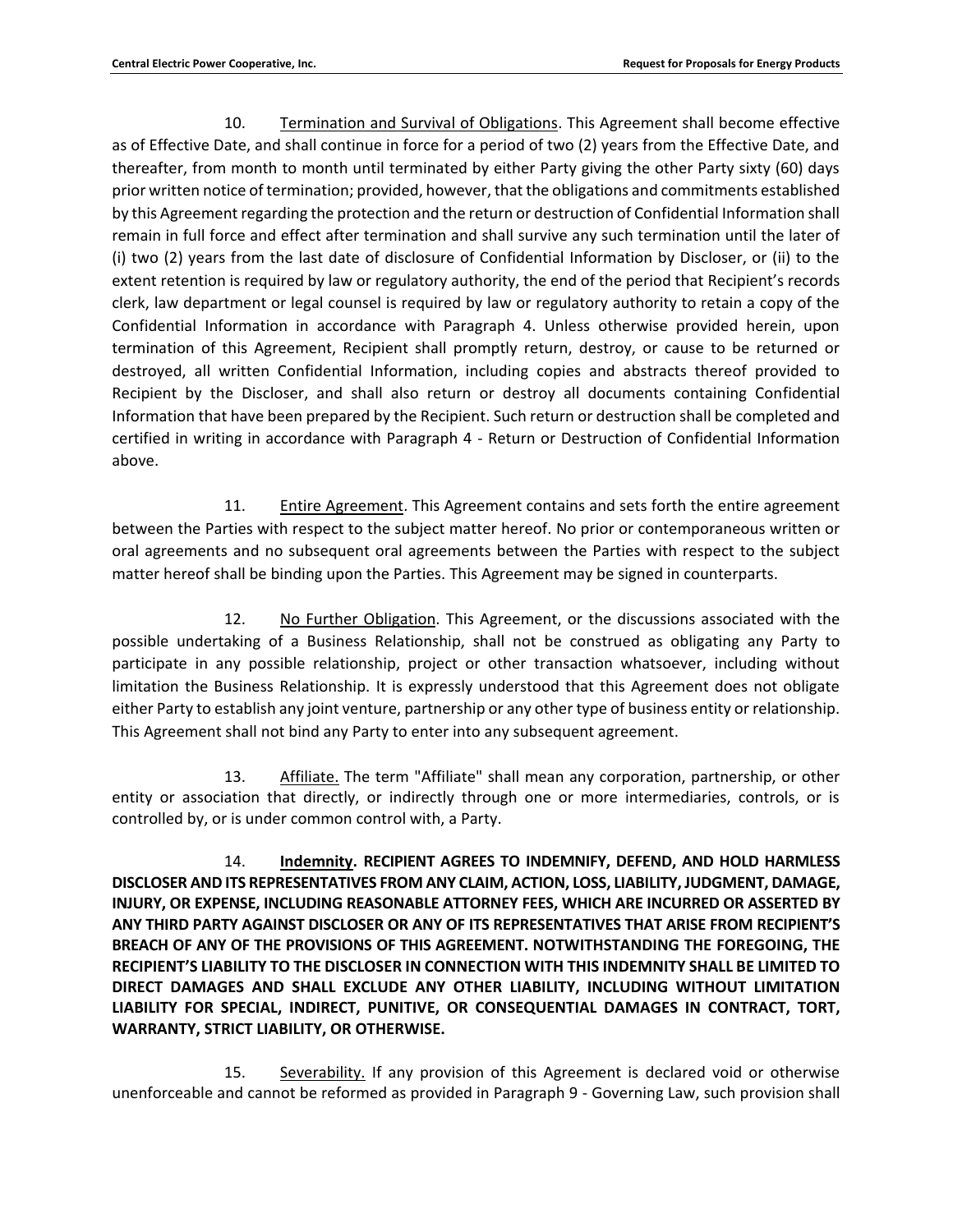10. Termination and Survival of Obligations. This Agreement shall become effective as of Effective Date, and shall continue in force for a period of two (2) years from the Effective Date, and thereafter, from month to month until terminated by either Party giving the other Party sixty (60) days prior written notice of termination; provided, however, that the obligations and commitments established by this Agreement regarding the protection and the return or destruction of Confidential Information shall remain in full force and effect after termination and shall survive any such termination until the later of (i) two (2) years from the last date of disclosure of Confidential Information by Discloser, or (ii) to the extent retention is required by law or regulatory authority, the end of the period that Recipient's records clerk, law department or legal counsel is required by law or regulatory authority to retain a copy of the Confidential Information in accordance with Paragraph 4. Unless otherwise provided herein, upon termination of this Agreement, Recipient shall promptly return, destroy, or cause to be returned or destroyed, all written Confidential Information, including copies and abstracts thereof provided to Recipient by the Discloser, and shall also return or destroy all documents containing Confidential Information that have been prepared by the Recipient. Such return or destruction shall be completed and certified in writing in accordance with Paragraph 4 - Return or Destruction of Confidential Information above.

11. Entire Agreement. This Agreement contains and sets forth the entire agreement between the Parties with respect to the subject matter hereof. No prior or contemporaneous written or oral agreements and no subsequent oral agreements between the Parties with respect to the subject matter hereof shall be binding upon the Parties. This Agreement may be signed in counterparts.

12. No Further Obligation. This Agreement, or the discussions associated with the possible undertaking of a Business Relationship, shall not be construed as obligating any Party to participate in any possible relationship, project or other transaction whatsoever, including without limitation the Business Relationship. It is expressly understood that this Agreement does not obligate either Party to establish any joint venture, partnership or any other type of business entity or relationship. This Agreement shall not bind any Party to enter into any subsequent agreement.

13. Affiliate. The term "Affiliate" shall mean any corporation, partnership, or other entity or association that directly, or indirectly through one or more intermediaries, controls, or is controlled by, or is under common control with, a Party.

14. **Indemnity. RECIPIENT AGREES TO INDEMNIFY, DEFEND, AND HOLD HARMLESS DISCLOSER AND ITS REPRESENTATIVES FROM ANY CLAIM, ACTION, LOSS, LIABILITY, JUDGMENT, DAMAGE, INJURY, OR EXPENSE, INCLUDING REASONABLE ATTORNEY FEES, WHICH ARE INCURRED OR ASSERTED BY ANY THIRD PARTY AGAINST DISCLOSER OR ANY OF ITS REPRESENTATIVES THAT ARISE FROM RECIPIENT'S BREACH OF ANY OF THE PROVISIONS OF THIS AGREEMENT. NOTWITHSTANDING THE FOREGOING, THE RECIPIENT'S LIABILITY TO THE DISCLOSER IN CONNECTION WITH THIS INDEMNITY SHALL BE LIMITED TO DIRECT DAMAGES AND SHALL EXCLUDE ANY OTHER LIABILITY, INCLUDING WITHOUT LIMITATION LIABILITY FOR SPECIAL, INDIRECT, PUNITIVE, OR CONSEQUENTIAL DAMAGES IN CONTRACT, TORT, WARRANTY, STRICT LIABILITY, OR OTHERWISE.**

15. Severability. If any provision of this Agreement is declared void or otherwise unenforceable and cannot be reformed as provided in Paragraph 9 - Governing Law, such provision shall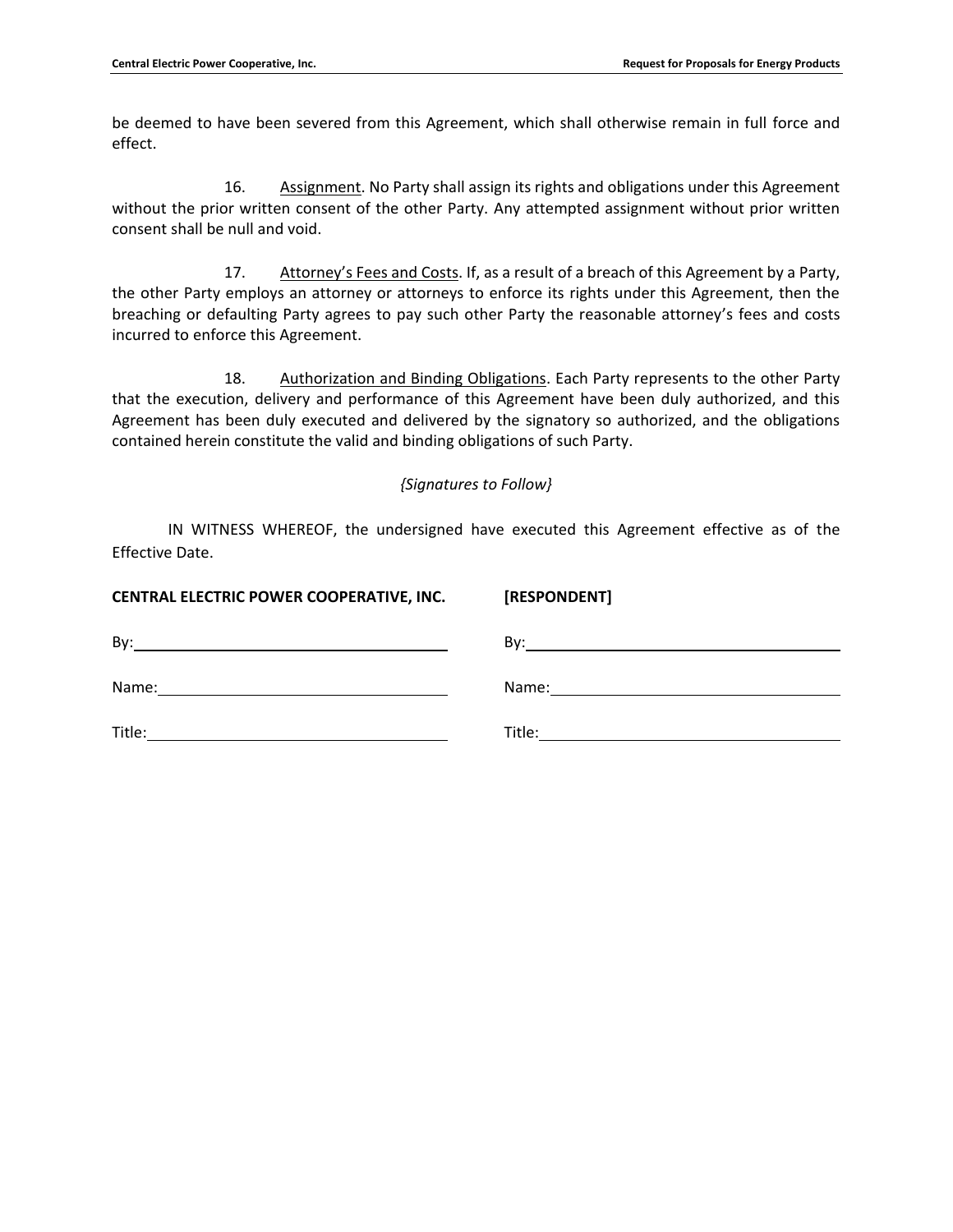be deemed to have been severed from this Agreement, which shall otherwise remain in full force and effect.

16. Assignment. No Party shall assign its rights and obligations under this Agreement without the prior written consent of the other Party. Any attempted assignment without prior written consent shall be null and void.

17. Attorney's Fees and Costs. If, as a result of a breach of this Agreement by a Party, the other Party employs an attorney or attorneys to enforce its rights under this Agreement, then the breaching or defaulting Party agrees to pay such other Party the reasonable attorney's fees and costs incurred to enforce this Agreement.

18. Authorization and Binding Obligations. Each Party represents to the other Party that the execution, delivery and performance of this Agreement have been duly authorized, and this Agreement has been duly executed and delivered by the signatory so authorized, and the obligations contained herein constitute the valid and binding obligations of such Party.

*{Signatures to Follow}*

IN WITNESS WHEREOF, the undersigned have executed this Agreement effective as of the Effective Date.

| **CENTRAL ELECTRIC POWER COOPERATIVE, INC.** | **[RESPONDENT]** |
| --- | --- |
| By: \_\_\_\_\_\_\_\_\_\_\_\_\_\_\_\_\_\_\_\_ | By: \_\_\_\_\_\_\_\_\_\_\_\_\_\_\_\_\_\_\_\_ |
| Name: \_\_\_\_\_\_\_\_\_\_\_\_\_\_\_\_\_\_ | Name: \_\_\_\_\_\_\_\_\_\_\_\_\_\_\_\_\_\_ |
| Title: \_\_\_\_\_\_\_\_\_\_\_\_\_\_\_\_\_\_ | Title: \_\_\_\_\_\_\_\_\_\_\_\_\_\_\_\_\_\_ |